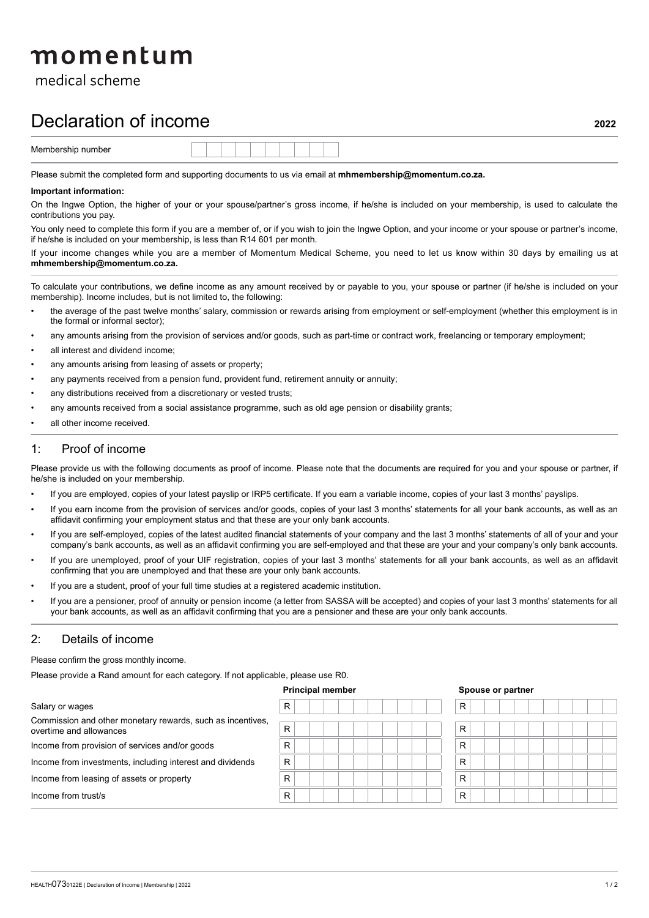# momentum

medical scheme

# Declaration of income

**2022**

| Membership number | |
|---|---|

Please submit the completed form and supporting documents to us via email at **mhmembership@momentum.co.za.**

**Important information:**

On the Ingwe Option, the higher of your or your spouse/partner's gross income, if he/she is included on your membership, is used to calculate the contributions you pay.

You only need to complete this form if you are a member of, or if you wish to join the Ingwe Option, and your income or your spouse or partner's income, if he/she is included on your membership, is less than R14 601 per month.

If your income changes while you are a member of Momentum Medical Scheme, you need to let us know within 30 days by emailing us at **mhmembership@momentum.co.za.**

To calculate your contributions, we define income as any amount received by or payable to you, your spouse or partner (if he/she is included on your membership). Income includes, but is not limited to, the following:

- the average of the past twelve months' salary, commission or rewards arising from employment or self-employment (whether this employment is in the formal or informal sector);
- any amounts arising from the provision of services and/or goods, such as part-time or contract work, freelancing or temporary employment;
- all interest and dividend income;
- any amounts arising from leasing of assets or property;
- any payments received from a pension fund, provident fund, retirement annuity or annuity;
- any distributions received from a discretionary or vested trusts;
- any amounts received from a social assistance programme, such as old age pension or disability grants;
- all other income received.

## 1: Proof of income

Please provide us with the following documents as proof of income. Please note that the documents are required for you and your spouse or partner, if he/she is included on your membership.

- If you are employed, copies of your latest payslip or IRP5 certificate. If you earn a variable income, copies of your last 3 months' payslips.
- If you earn income from the provision of services and/or goods, copies of your last 3 months' statements for all your bank accounts, as well as an affidavit confirming your employment status and that these are your only bank accounts.
- If you are self-employed, copies of the latest audited financial statements of your company and the last 3 months' statements of all of your and your company's bank accounts, as well as an affidavit confirming you are self-employed and that these are your and your company's only bank accounts.
- If you are unemployed, proof of your UIF registration, copies of your last 3 months' statements for all your bank accounts, as well as an affidavit confirming that you are unemployed and that these are your only bank accounts.
- If you are a student, proof of your full time studies at a registered academic institution.
- If you are a pensioner, proof of annuity or pension income (a letter from SASSA will be accepted) and copies of your last 3 months' statements for all your bank accounts, as well as an affidavit confirming that you are a pensioner and these are your only bank accounts.

## 2: Details of income

Please confirm the gross monthly income.

Please provide a Rand amount for each category. If not applicable, please use R0.

| | Principal member | Spouse or partner |
|---|---|---|
| Salary or wages | R | R |
| Commission and other monetary rewards, such as incentives, overtime and allowances | R | R |
| Income from provision of services and/or goods | R | R |
| Income from investments, including interest and dividends | R | R |
| Income from leasing of assets or property | R | R |
| Income from trust/s | R | R |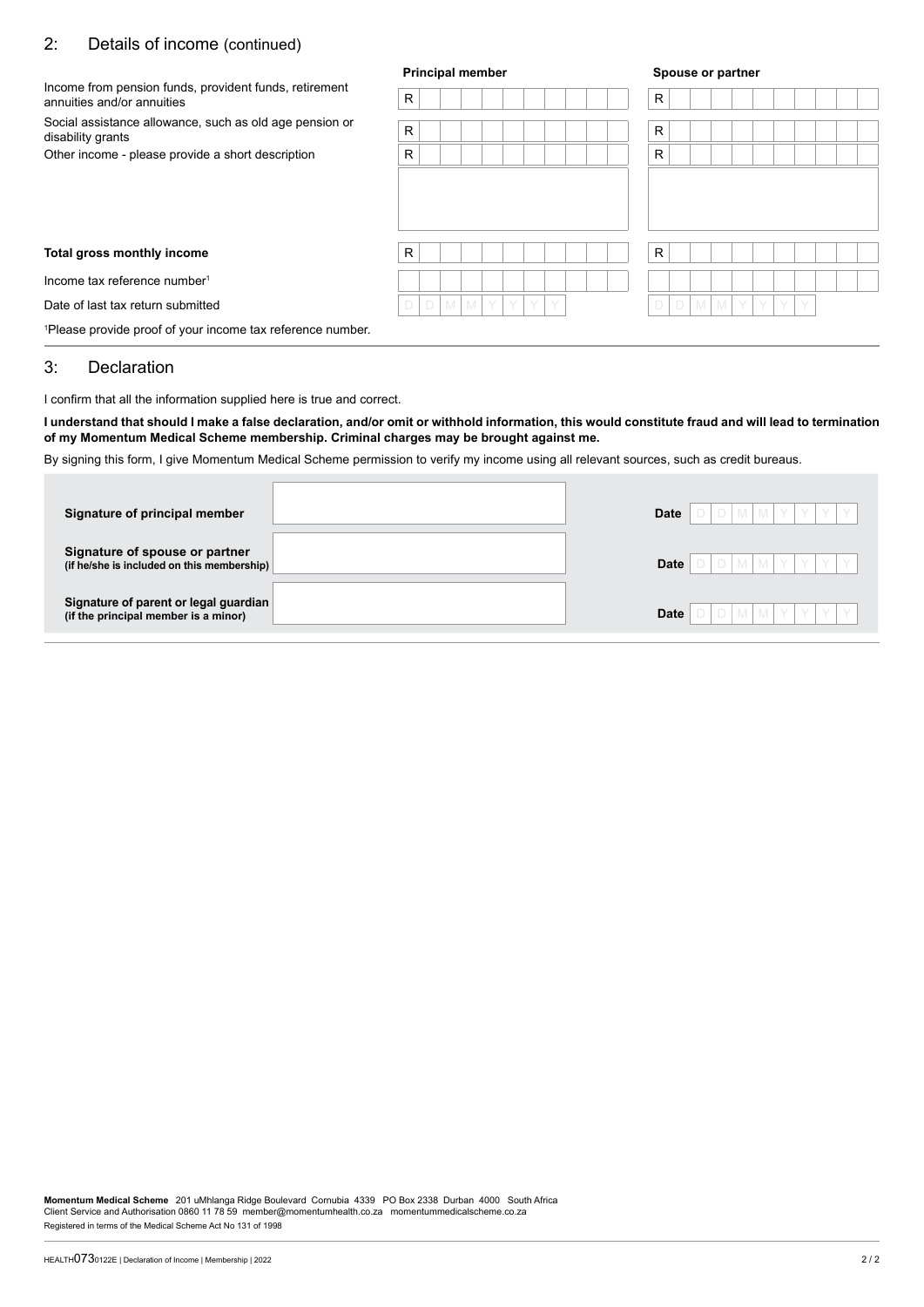## 2: Details of income (continued)

| | Principal member | Spouse or partner |
|---|---|---|
| Income from pension funds, provident funds, retirement annuities and/or annuities | R | R |
| Social assistance allowance, such as old age pension or disability grants | R | R |
| Other income - please provide a short description | R | R |
| | | |
| **Total gross monthly income** | R | R |
| Income tax reference number[1] | | |
| Date of last tax return submitted | D D M M Y Y Y Y | D D M M Y Y Y Y |

[1]Please provide proof of your income tax reference number.

## 3: Declaration

I confirm that all the information supplied here is true and correct.

**I understand that should I make a false declaration, and/or omit or withhold information, this would constitute fraud and will lead to termination of my Momentum Medical Scheme membership. Criminal charges may be brought against me.**

By signing this form, I give Momentum Medical Scheme permission to verify my income using all relevant sources, such as credit bureaus.

| | | |
|---|---|---|
| **Signature of principal member** | | **Date** D D M M Y Y Y Y |
| **Signature of spouse or partner (if he/she is included on this membership)** | | **Date** D D M M Y Y Y Y |
| **Signature of parent or legal guardian (if the principal member is a minor)** | | **Date** D D M M Y Y Y Y |

**Momentum Medical Scheme** 201 uMhlanga Ridge Boulevard Cornubia 4339 PO Box 2338 Durban 4000 South Africa
Client Service and Authorisation 0860 11 78 59 member@momentumhealth.co.za momentummedicalscheme.co.za
Registered in terms of the Medical Scheme Act No 131 of 1998

HEALTH0730122E | Declaration of Income | Membership | 2022